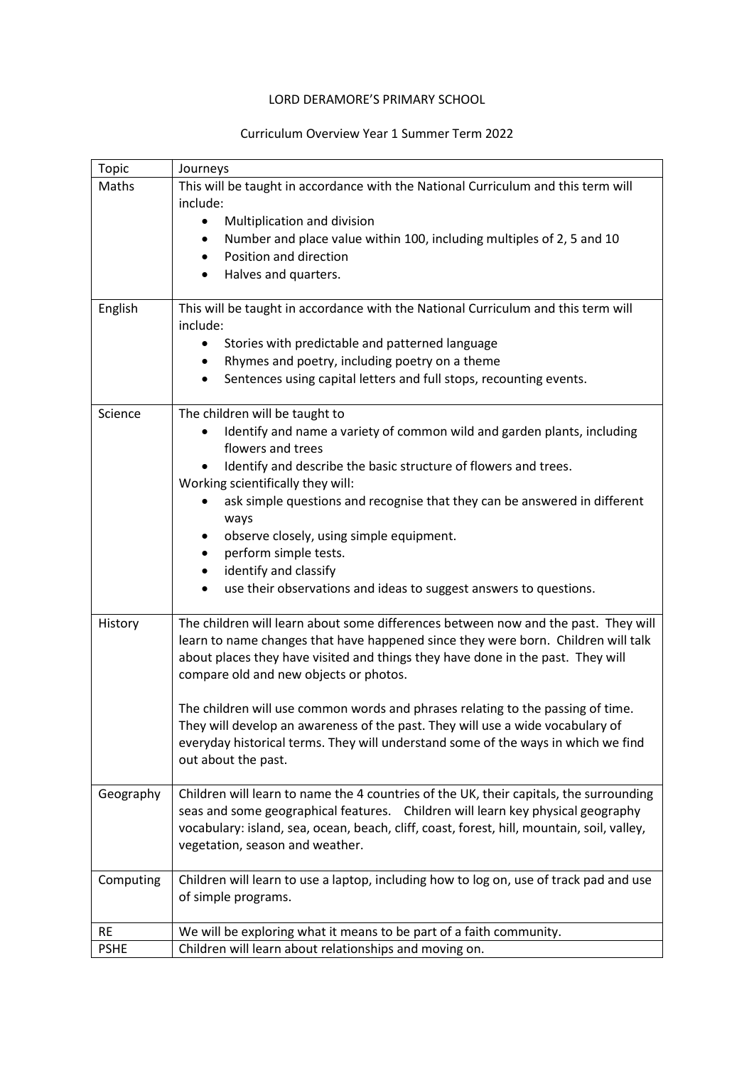LORD DERAMORE'S PRIMARY SCHOOL

Curriculum Overview Year 1 Summer Term 2022

| Topic | Journeys |
|---|---|
| Maths | This will be taught in accordance with the National Curriculum and this term will include:<br>• Multiplication and division<br>• Number and place value within 100, including multiples of 2, 5 and 10<br>• Position and direction<br>• Halves and quarters. |
| English | This will be taught in accordance with the National Curriculum and this term will include:<br>• Stories with predictable and patterned language<br>• Rhymes and poetry, including poetry on a theme<br>• Sentences using capital letters and full stops, recounting events. |
| Science | The children will be taught to<br>• Identify and name a variety of common wild and garden plants, including flowers and trees<br>• Identify and describe the basic structure of flowers and trees.<br>Working scientifically they will:<br>• ask simple questions and recognise that they can be answered in different ways<br>• observe closely, using simple equipment.<br>• perform simple tests.<br>• identify and classify<br>• use their observations and ideas to suggest answers to questions. |
| History | The children will learn about some differences between now and the past. They will learn to name changes that have happened since they were born. Children will talk about places they have visited and things they have done in the past. They will compare old and new objects or photos.<br><br>The children will use common words and phrases relating to the passing of time. They will develop an awareness of the past. They will use a wide vocabulary of everyday historical terms. They will understand some of the ways in which we find out about the past. |
| Geography | Children will learn to name the 4 countries of the UK, their capitals, the surrounding seas and some geographical features. Children will learn key physical geography vocabulary: island, sea, ocean, beach, cliff, coast, forest, hill, mountain, soil, valley, vegetation, season and weather. |
| Computing | Children will learn to use a laptop, including how to log on, use of track pad and use of simple programs. |
| RE | We will be exploring what it means to be part of a faith community. |
| PSHE | Children will learn about relationships and moving on. |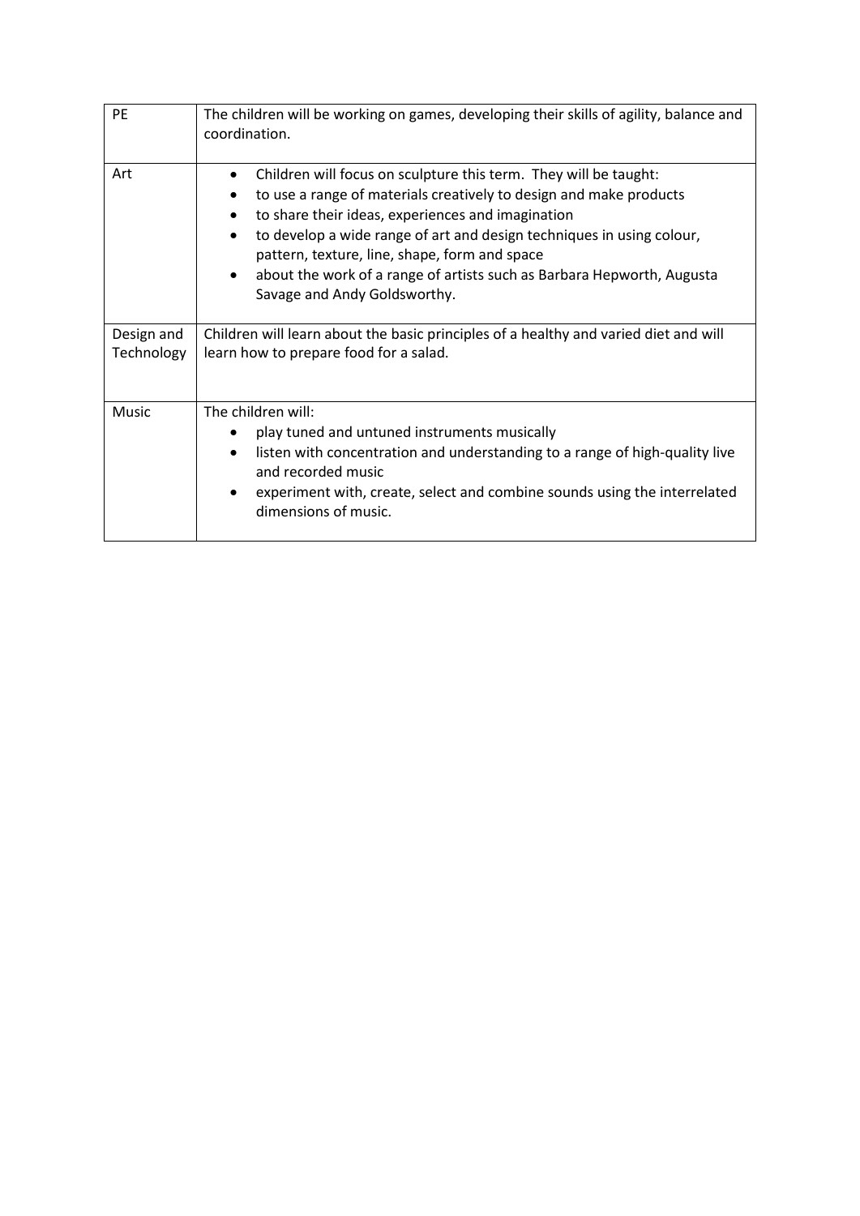| | |
|---|---|
| PE | The children will be working on games, developing their skills of agility, balance and coordination. |
| Art | • Children will focus on sculpture this term. They will be taught:<br>• to use a range of materials creatively to design and make products<br>• to share their ideas, experiences and imagination<br>• to develop a wide range of art and design techniques in using colour, pattern, texture, line, shape, form and space<br>• about the work of a range of artists such as Barbara Hepworth, Augusta Savage and Andy Goldsworthy. |
| Design and Technology | Children will learn about the basic principles of a healthy and varied diet and will learn how to prepare food for a salad. |
| Music | The children will:<br>• play tuned and untuned instruments musically<br>• listen with concentration and understanding to a range of high-quality live and recorded music<br>• experiment with, create, select and combine sounds using the interrelated dimensions of music. |